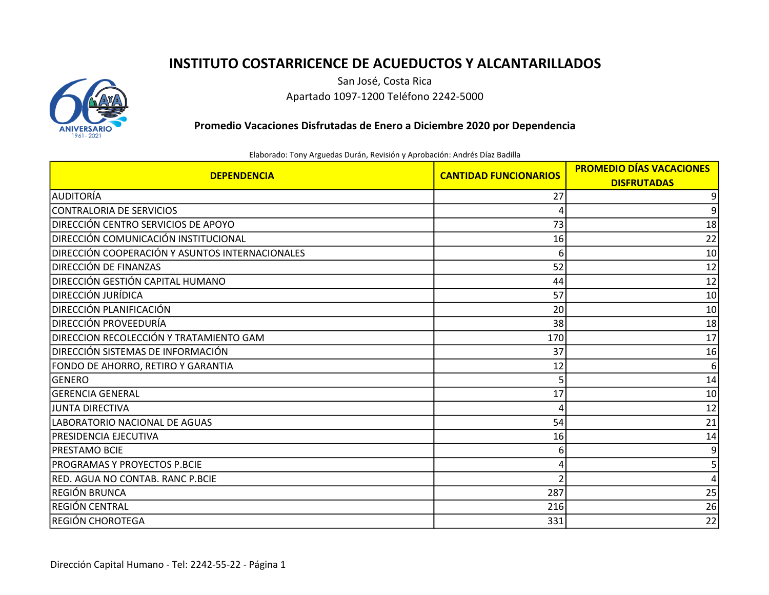# INSTITUTO COSTARRICENCE DE ACUEDUCTOS Y ALCANTARILLADOS

San José, Costa Rica

Apartado 1097-1200 Teléfono 2242-5000

**Promedio Vacaciones Disfrutadas de Enero a Diciembre 2020 por Dependencia**

Elaborado: Tony Arguedas Durán, Revisión y Aprobación: Andrés Díaz Badilla

| DEPENDENCIA | CANTIDAD FUNCIONARIOS | PROMEDIO DÍAS VACACIONES DISFRUTADAS |
|---|---|---|
| AUDITORÍA | 27 | 9 |
| CONTRALORIA DE SERVICIOS | 4 | 9 |
| DIRECCIÓN CENTRO SERVICIOS DE APOYO | 73 | 18 |
| DIRECCIÓN COMUNICACIÓN INSTITUCIONAL | 16 | 22 |
| DIRECCIÓN COOPERACIÓN Y ASUNTOS INTERNACIONALES | 6 | 10 |
| DIRECCIÓN DE FINANZAS | 52 | 12 |
| DIRECCIÓN GESTIÓN CAPITAL HUMANO | 44 | 12 |
| DIRECCIÓN JURÍDICA | 57 | 10 |
| DIRECCIÓN PLANIFICACIÓN | 20 | 10 |
| DIRECCIÓN PROVEEDURÍA | 38 | 18 |
| DIRECCION RECOLECCIÓN Y TRATAMIENTO GAM | 170 | 17 |
| DIRECCIÓN SISTEMAS DE INFORMACIÓN | 37 | 16 |
| FONDO DE AHORRO, RETIRO Y GARANTIA | 12 | 6 |
| GENERO | 5 | 14 |
| GERENCIA GENERAL | 17 | 10 |
| JUNTA DIRECTIVA | 4 | 12 |
| LABORATORIO NACIONAL DE AGUAS | 54 | 21 |
| PRESIDENCIA EJECUTIVA | 16 | 14 |
| PRESTAMO BCIE | 6 | 9 |
| PROGRAMAS Y PROYECTOS P.BCIE | 4 | 5 |
| RED. AGUA NO CONTAB. RANC P.BCIE | 2 | 4 |
| REGIÓN BRUNCA | 287 | 25 |
| REGIÓN CENTRAL | 216 | 26 |
| REGIÓN CHOROTEGA | 331 | 22 |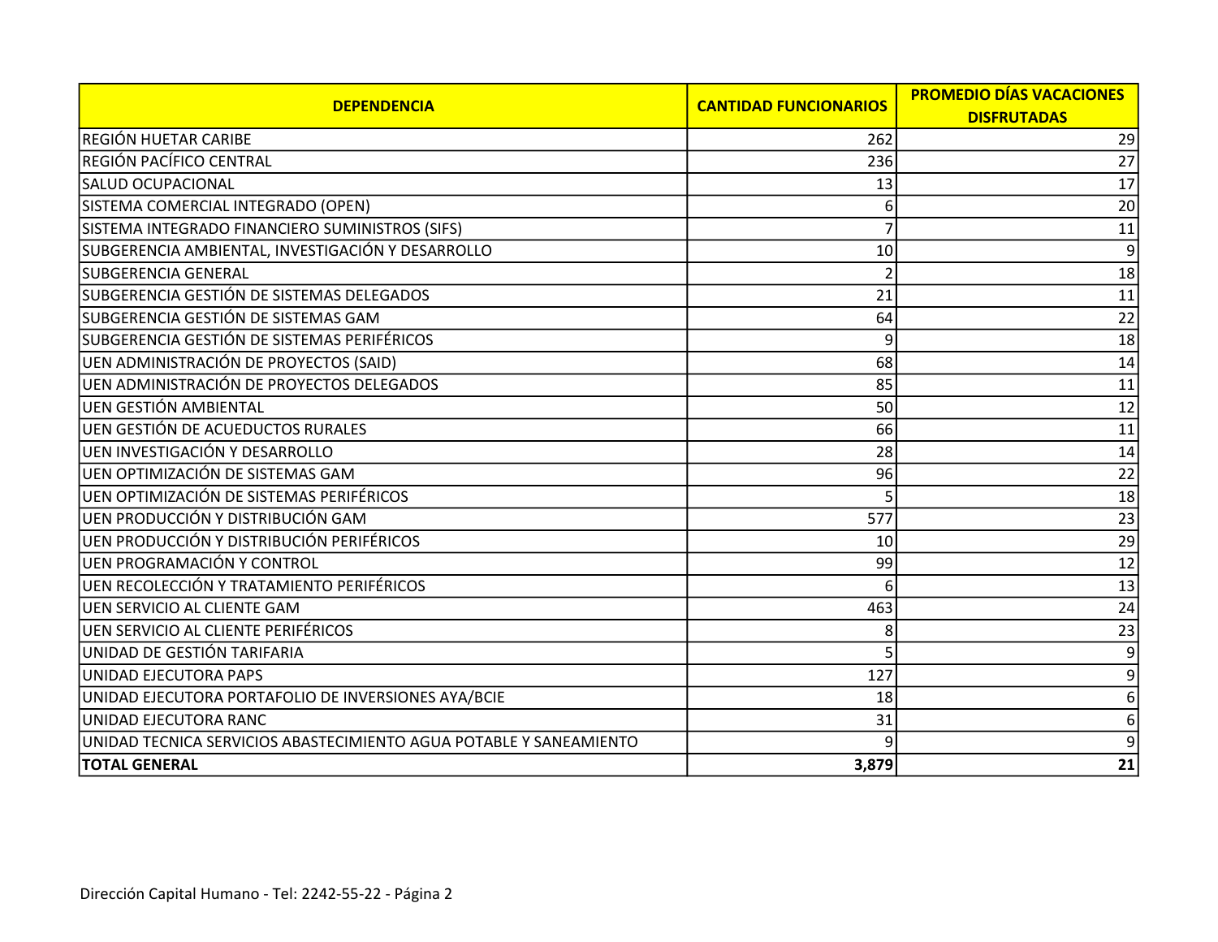| DEPENDENCIA | CANTIDAD FUNCIONARIOS | PROMEDIO DÍAS VACACIONES DISFRUTADAS |
|---|---|---|
| REGIÓN HUETAR CARIBE | 262 | 29 |
| REGIÓN PACÍFICO CENTRAL | 236 | 27 |
| SALUD OCUPACIONAL | 13 | 17 |
| SISTEMA COMERCIAL INTEGRADO (OPEN) | 6 | 20 |
| SISTEMA INTEGRADO FINANCIERO SUMINISTROS (SIFS) | 7 | 11 |
| SUBGERENCIA AMBIENTAL, INVESTIGACIÓN Y DESARROLLO | 10 | 9 |
| SUBGERENCIA GENERAL | 2 | 18 |
| SUBGERENCIA GESTIÓN DE SISTEMAS DELEGADOS | 21 | 11 |
| SUBGERENCIA GESTIÓN DE SISTEMAS GAM | 64 | 22 |
| SUBGERENCIA GESTIÓN DE SISTEMAS PERIFÉRICOS | 9 | 18 |
| UEN ADMINISTRACIÓN DE PROYECTOS (SAID) | 68 | 14 |
| UEN ADMINISTRACIÓN DE PROYECTOS DELEGADOS | 85 | 11 |
| UEN GESTIÓN AMBIENTAL | 50 | 12 |
| UEN GESTIÓN DE ACUEDUCTOS RURALES | 66 | 11 |
| UEN INVESTIGACIÓN Y DESARROLLO | 28 | 14 |
| UEN OPTIMIZACIÓN DE SISTEMAS GAM | 96 | 22 |
| UEN OPTIMIZACIÓN DE SISTEMAS PERIFÉRICOS | 5 | 18 |
| UEN PRODUCCIÓN Y DISTRIBUCIÓN GAM | 577 | 23 |
| UEN PRODUCCIÓN Y DISTRIBUCIÓN PERIFÉRICOS | 10 | 29 |
| UEN PROGRAMACIÓN Y CONTROL | 99 | 12 |
| UEN RECOLECCIÓN Y TRATAMIENTO PERIFÉRICOS | 6 | 13 |
| UEN SERVICIO AL CLIENTE GAM | 463 | 24 |
| UEN SERVICIO AL CLIENTE PERIFÉRICOS | 8 | 23 |
| UNIDAD DE GESTIÓN TARIFARIA | 5 | 9 |
| UNIDAD EJECUTORA PAPS | 127 | 9 |
| UNIDAD EJECUTORA PORTAFOLIO DE INVERSIONES AYA/BCIE | 18 | 6 |
| UNIDAD EJECUTORA RANC | 31 | 6 |
| UNIDAD TECNICA SERVICIOS ABASTECIMIENTO AGUA POTABLE Y SANEAMIENTO | 9 | 9 |
| **TOTAL GENERAL** | **3,879** | **21** |

Dirección Capital Humano - Tel: 2242-55-22